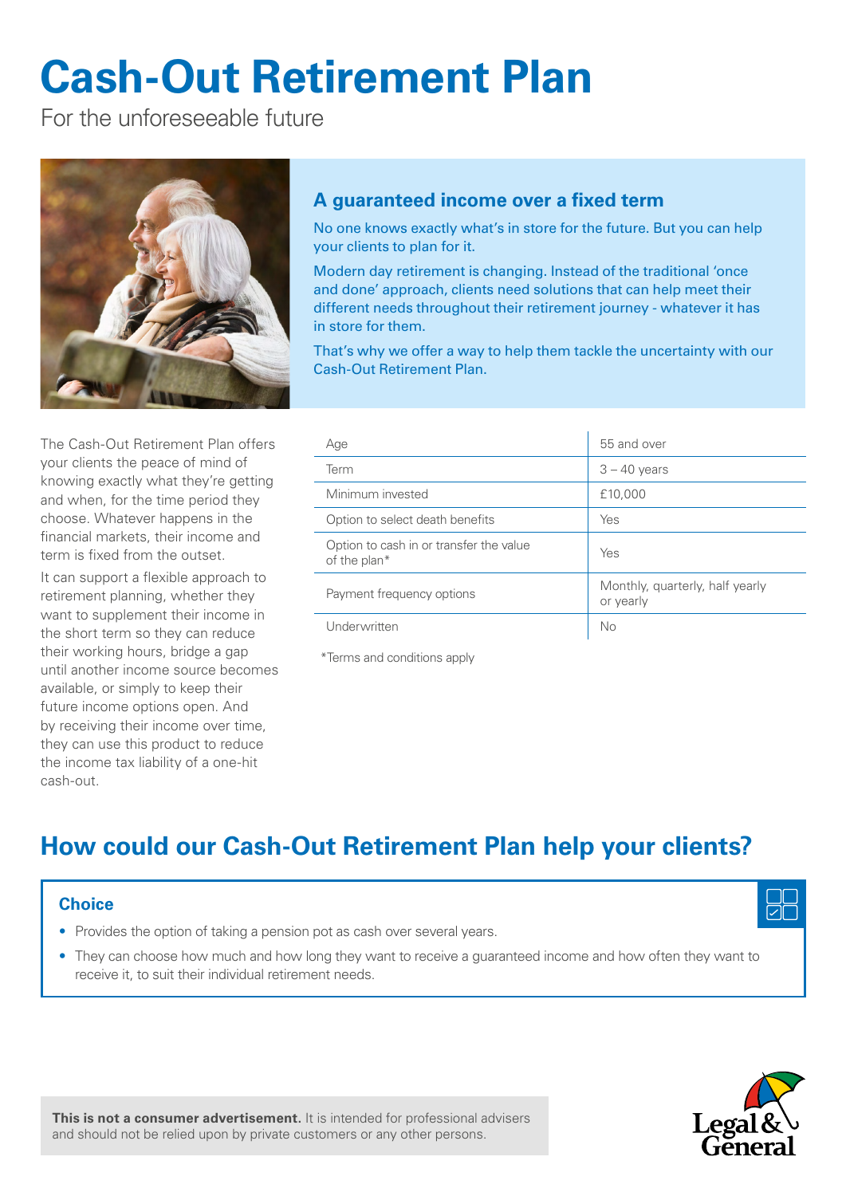# Cash-Out Retirement Plan

For the unforeseeable future

## A guaranteed income over a fixed term

No one knows exactly what's in store for the future. But you can help your clients to plan for it.

Modern day retirement is changing. Instead of the traditional 'once and done' approach, clients need solutions that can help meet their different needs throughout their retirement journey - whatever it has in store for them.

That's why we offer a way to help them tackle the uncertainty with our Cash-Out Retirement Plan.

The Cash-Out Retirement Plan offers your clients the peace of mind of knowing exactly what they're getting and when, for the time period they choose. Whatever happens in the financial markets, their income and term is fixed from the outset.

It can support a flexible approach to retirement planning, whether they want to supplement their income in the short term so they can reduce their working hours, bridge a gap until another income source becomes available, or simply to keep their future income options open. And by receiving their income over time, they can use this product to reduce the income tax liability of a one-hit cash-out.

| | |
|---|---|
| Age | 55 and over |
| Term | 3 – 40 years |
| Minimum invested | £10,000 |
| Option to select death benefits | Yes |
| Option to cash in or transfer the value of the plan* | Yes |
| Payment frequency options | Monthly, quarterly, half yearly or yearly |
| Underwritten | No |

*Terms and conditions apply

## How could our Cash-Out Retirement Plan help your clients?

### Choice

- Provides the option of taking a pension pot as cash over several years.
- They can choose how much and how long they want to receive a guaranteed income and how often they want to receive it, to suit their individual retirement needs.

**This is not a consumer advertisement.** It is intended for professional advisers and should not be relied upon by private customers or any other persons.

Legal & General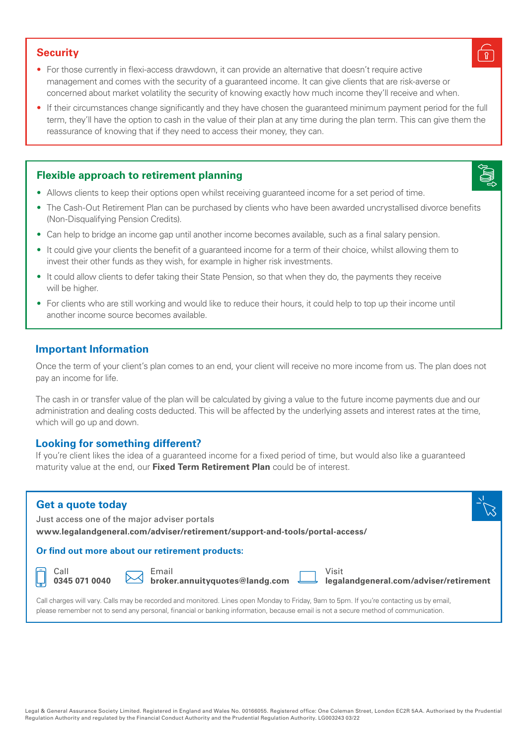## Security

- For those currently in flexi-access drawdown, it can provide an alternative that doesn't require active management and comes with the security of a guaranteed income. It can give clients that are risk-averse or concerned about market volatility the security of knowing exactly how much income they'll receive and when.
- If their circumstances change significantly and they have chosen the guaranteed minimum payment period for the full term, they'll have the option to cash in the value of their plan at any time during the plan term. This can give them the reassurance of knowing that if they need to access their money, they can.

## Flexible approach to retirement planning

- Allows clients to keep their options open whilst receiving guaranteed income for a set period of time.
- The Cash-Out Retirement Plan can be purchased by clients who have been awarded uncrystallised divorce benefits (Non-Disqualifying Pension Credits).
- Can help to bridge an income gap until another income becomes available, such as a final salary pension.
- It could give your clients the benefit of a guaranteed income for a term of their choice, whilst allowing them to invest their other funds as they wish, for example in higher risk investments.
- It could allow clients to defer taking their State Pension, so that when they do, the payments they receive will be higher.
- For clients who are still working and would like to reduce their hours, it could help to top up their income until another income source becomes available.

## Important Information

Once the term of your client's plan comes to an end, your client will receive no more income from us. The plan does not pay an income for life.

The cash in or transfer value of the plan will be calculated by giving a value to the future income payments due and our administration and dealing costs deducted. This will be affected by the underlying assets and interest rates at the time, which will go up and down.

## Looking for something different?

If you're client likes the idea of a guaranteed income for a fixed period of time, but would also like a guaranteed maturity value at the end, our **Fixed Term Retirement Plan** could be of interest.

## Get a quote today

Just access one of the major adviser portals
**www.legalandgeneral.com/adviser/retirement/support-and-tools/portal-access/**

**Or find out more about our retirement products:**

Call
**0345 071 0040**

Email
**broker.annuityquotes@landg.com**

Visit
**legalandgeneral.com/adviser/retirement**

Call charges will vary. Calls may be recorded and monitored. Lines open Monday to Friday, 9am to 5pm. If you're contacting us by email, please remember not to send any personal, financial or banking information, because email is not a secure method of communication.

Legal & General Assurance Society Limited. Registered in England and Wales No. 00166055. Registered office: One Coleman Street, London EC2R 5AA. Authorised by the Prudential Regulation Authority and regulated by the Financial Conduct Authority and the Prudential Regulation Authority. LG003243 03/22